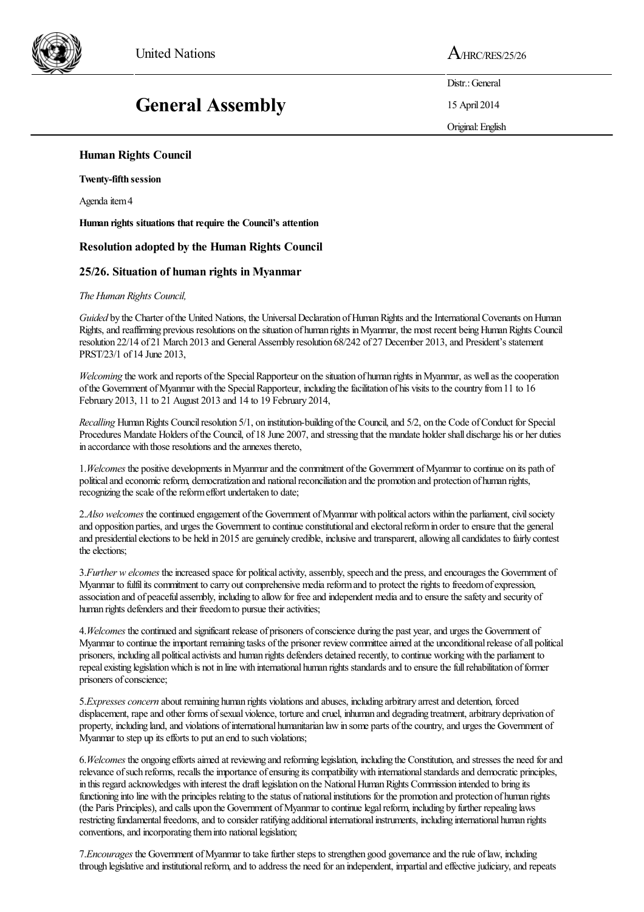United Nations

A/HRC/RES/25/26

# General Assembly

Distr.: General

15 April 2014

Original: English

## Human Rights Council

**Twenty-fifth session**

Agenda item 4

**Human rights situations that require the Council's attention**

## Resolution adopted by the Human Rights Council

## 25/26. Situation of human rights in Myanmar

*The Human Rights Council,*

*Guided* by the Charter of the United Nations, the Universal Declaration of Human Rights and the International Covenants on Human Rights, and reaffirming previous resolutions on the situation of human rights in Myanmar, the most recent being Human Rights Council resolution 22/14 of 21 March 2013 and General Assembly resolution 68/242 of 27 December 2013, and President's statement PRST/23/1 of 14 June 2013,

*Welcoming* the work and reports of the Special Rapporteur on the situation of human rights in Myanmar, as well as the cooperation of the Government of Myanmar with the Special Rapporteur, including the facilitation of his visits to the country from 11 to 16 February 2013, 11 to 21 August 2013 and 14 to 19 February 2014,

*Recalling* Human Rights Council resolution 5/1, on institution-building of the Council, and 5/2, on the Code of Conduct for Special Procedures Mandate Holders of the Council, of 18 June 2007, and stressing that the mandate holder shall discharge his or her duties in accordance with those resolutions and the annexes thereto,

1. *Welcomes* the positive developments in Myanmar and the commitment of the Government of Myanmar to continue on its path of political and economic reform, democratization and national reconciliation and the promotion and protection of human rights, recognizing the scale of the reform effort undertaken to date;

2. *Also welcomes* the continued engagement of the Government of Myanmar with political actors within the parliament, civil society and opposition parties, and urges the Government to continue constitutional and electoral reform in order to ensure that the general and presidential elections to be held in 2015 are genuinely credible, inclusive and transparent, allowing all candidates to fairly contest the elections;

3. *Further w elcomes* the increased space for political activity, assembly, speech and the press, and encourages the Government of Myanmar to fulfil its commitment to carry out comprehensive media reform and to protect the rights to freedom of expression, association and of peaceful assembly, including to allow for free and independent media and to ensure the safety and security of human rights defenders and their freedom to pursue their activities;

4. *Welcomes* the continued and significant release of prisoners of conscience during the past year, and urges the Government of Myanmar to continue the important remaining tasks of the prisoner review committee aimed at the unconditional release of all political prisoners, including all political activists and human rights defenders detained recently, to continue working with the parliament to repeal existing legislation which is not in line with international human rights standards and to ensure the full rehabilitation of former prisoners of conscience;

5. *Expresses concern* about remaining human rights violations and abuses, including arbitrary arrest and detention, forced displacement, rape and other forms of sexual violence, torture and cruel, inhuman and degrading treatment, arbitrary deprivation of property, including land, and violations of international humanitarian law in some parts of the country, and urges the Government of Myanmar to step up its efforts to put an end to such violations;

6. *Welcomes* the ongoing efforts aimed at reviewing and reforming legislation, including the Constitution, and stresses the need for and relevance of such reforms, recalls the importance of ensuring its compatibility with international standards and democratic principles, in this regard acknowledges with interest the draft legislation on the National Human Rights Commission intended to bring its functioning into line with the principles relating to the status of national institutions for the promotion and protection of human rights (the Paris Principles), and calls upon the Government of Myanmar to continue legal reform, including by further repealing laws restricting fundamental freedoms, and to consider ratifying additional international instruments, including international human rights conventions, and incorporating them into national legislation;

7. *Encourages* the Government of Myanmar to take further steps to strengthen good governance and the rule of law, including through legislative and institutional reform, and to address the need for an independent, impartial and effective judiciary, and repeats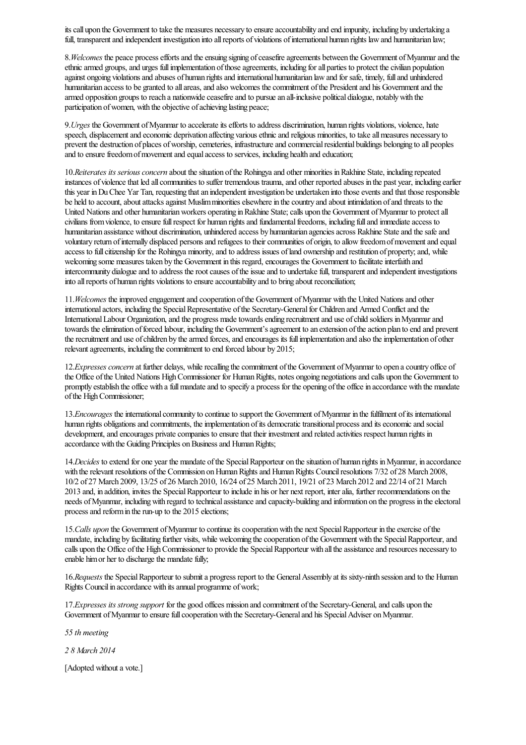its call upon the Government to take the measures necessary to ensure accountability and end impunity, including by undertaking a full, transparent and independent investigation into all reports of violations of international human rights law and humanitarian law;

8.*Welcomes* the peace process efforts and the ensuing signing of ceasefire agreements between the Government of Myanmar and the ethnic armed groups, and urges full implementation of those agreements, including for all parties to protect the civilian population against ongoing violations and abuses of human rights and international humanitarian law and for safe, timely, full and unhindered humanitarian access to be granted to all areas, and also welcomes the commitment of the President and his Government and the armed opposition groups to reach a nationwide ceasefire and to pursue an all-inclusive political dialogue, notably with the participation of women, with the objective of achieving lasting peace;

9.*Urges* the Government of Myanmar to accelerate its efforts to address discrimination, human rights violations, violence, hate speech, displacement and economic deprivation affecting various ethnic and religious minorities, to take all measures necessary to prevent the destruction of places of worship, cemeteries, infrastructure and commercial residential buildings belonging to all peoples and to ensure freedom of movement and equal access to services, including health and education;

10.*Reiterates its serious concern* about the situation of the Rohingya and other minorities in Rakhine State, including repeated instances of violence that led all communities to suffer tremendous trauma, and other reported abuses in the past year, including earlier this year in Du Chee Yar Tan, requesting that an independent investigation be undertaken into those events and that those responsible be held to account, about attacks against Muslim minorities elsewhere in the country and about intimidation of and threats to the United Nations and other humanitarian workers operating in Rakhine State; calls upon the Government of Myanmar to protect all civilians from violence, to ensure full respect for human rights and fundamental freedoms, including full and immediate access to humanitarian assistance without discrimination, unhindered access by humanitarian agencies across Rakhine State and the safe and voluntary return of internally displaced persons and refugees to their communities of origin, to allow freedom of movement and equal access to full citizenship for the Rohingya minority, and to address issues of land ownership and restitution of property; and, while welcoming some measures taken by the Government in this regard, encourages the Government to facilitate interfaith and intercommunity dialogue and to address the root causes of the issue and to undertake full, transparent and independent investigations into all reports of human rights violations to ensure accountability and to bring about reconciliation;

11.*Welcomes* the improved engagement and cooperation of the Government of Myanmar with the United Nations and other international actors, including the Special Representative of the Secretary-General for Children and Armed Conflict and the International Labour Organization, and the progress made towards ending recruitment and use of child soldiers in Myanmar and towards the elimination of forced labour, including the Government's agreement to an extension of the action plan to end and prevent the recruitment and use of children by the armed forces, and encourages its full implementation and also the implementation of other relevant agreements, including the commitment to end forced labour by 2015;

12.*Expresses concern* at further delays, while recalling the commitment of the Government of Myanmar to open a country office of the Office of the United Nations High Commissioner for Human Rights, notes ongoing negotiations and calls upon the Government to promptly establish the office with a full mandate and to specify a process for the opening of the office in accordance with the mandate of the High Commissioner;

13.*Encourages* the international community to continue to support the Government of Myanmar in the fulfilment of its international human rights obligations and commitments, the implementation of its democratic transitional process and its economic and social development, and encourages private companies to ensure that their investment and related activities respect human rights in accordance with the Guiding Principles on Business and Human Rights;

14.*Decides* to extend for one year the mandate of the Special Rapporteur on the situation of human rights in Myanmar, in accordance with the relevant resolutions of the Commission on Human Rights and Human Rights Council resolutions 7/32 of 28 March 2008, 10/2 of 27 March 2009, 13/25 of 26 March 2010, 16/24 of 25 March 2011, 19/21 of 23 March 2012 and 22/14 of 21 March 2013 and, in addition, invites the Special Rapporteur to include in his or her next report, inter alia, further recommendations on the needs of Myanmar, including with regard to technical assistance and capacity-building and information on the progress in the electoral process and reform in the run-up to the 2015 elections;

15.*Calls upon* the Government of Myanmar to continue its cooperation with the next Special Rapporteur in the exercise of the mandate, including by facilitating further visits, while welcoming the cooperation of the Government with the Special Rapporteur, and calls upon the Office of the High Commissioner to provide the Special Rapporteur with all the assistance and resources necessary to enable him or her to discharge the mandate fully;

16.*Requests* the Special Rapporteur to submit a progress report to the General Assembly at its sixty-ninth session and to the Human Rights Council in accordance with its annual programme of work;

17.*Expresses its strong support* for the good offices mission and commitment of the Secretary-General, and calls upon the Government of Myanmar to ensure full cooperation with the Secretary-General and his Special Adviser on Myanmar.

*55 th meeting*

*2 8 March 2014*

[Adopted without a vote.]